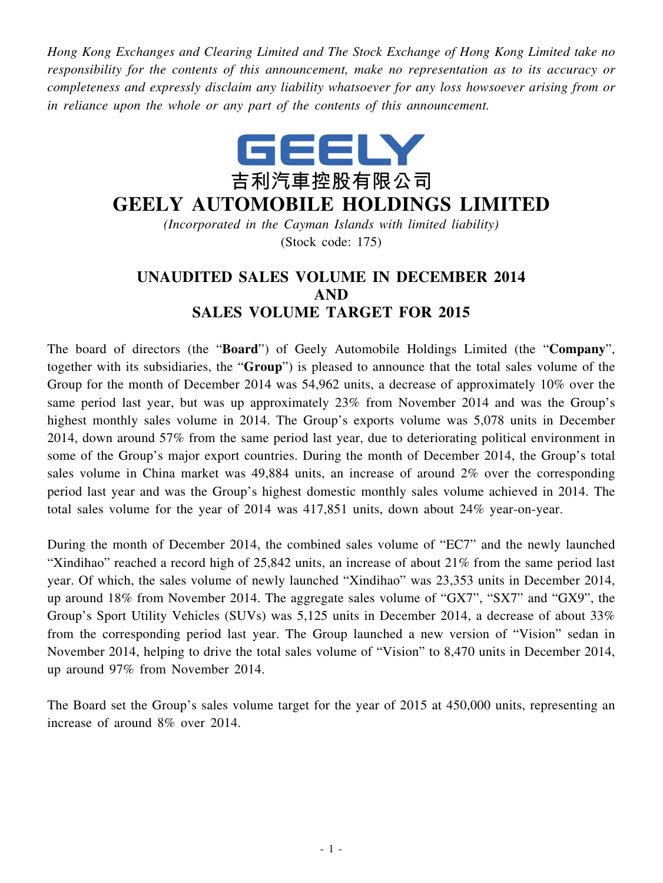*Hong Kong Exchanges and Clearing Limited and The Stock Exchange of Hong Kong Limited take no responsibility for the contents of this announcement, make no representation as to its accuracy or completeness and expressly disclaim any liability whatsoever for any loss howsoever arising from or in reliance upon the whole or any part of the contents of this announcement.*

GEELY

吉利汽車控股有限公司

# GEELY AUTOMOBILE HOLDINGS LIMITED

*(Incorporated in the Cayman Islands with limited liability)*

(Stock code: 175)

## UNAUDITED SALES VOLUME IN DECEMBER 2014 AND SALES VOLUME TARGET FOR 2015

The board of directors (the "**Board**") of Geely Automobile Holdings Limited (the "**Company**", together with its subsidiaries, the "**Group**") is pleased to announce that the total sales volume of the Group for the month of December 2014 was 54,962 units, a decrease of approximately 10% over the same period last year, but was up approximately 23% from November 2014 and was the Group's highest monthly sales volume in 2014. The Group's exports volume was 5,078 units in December 2014, down around 57% from the same period last year, due to deteriorating political environment in some of the Group's major export countries. During the month of December 2014, the Group's total sales volume in China market was 49,884 units, an increase of around 2% over the corresponding period last year and was the Group's highest domestic monthly sales volume achieved in 2014. The total sales volume for the year of 2014 was 417,851 units, down about 24% year-on-year.

During the month of December 2014, the combined sales volume of "EC7" and the newly launched "Xindihao" reached a record high of 25,842 units, an increase of about 21% from the same period last year. Of which, the sales volume of newly launched "Xindihao" was 23,353 units in December 2014, up around 18% from November 2014. The aggregate sales volume of "GX7", "SX7" and "GX9", the Group's Sport Utility Vehicles (SUVs) was 5,125 units in December 2014, a decrease of about 33% from the corresponding period last year. The Group launched a new version of "Vision" sedan in November 2014, helping to drive the total sales volume of "Vision" to 8,470 units in December 2014, up around 97% from November 2014.

The Board set the Group's sales volume target for the year of 2015 at 450,000 units, representing an increase of around 8% over 2014.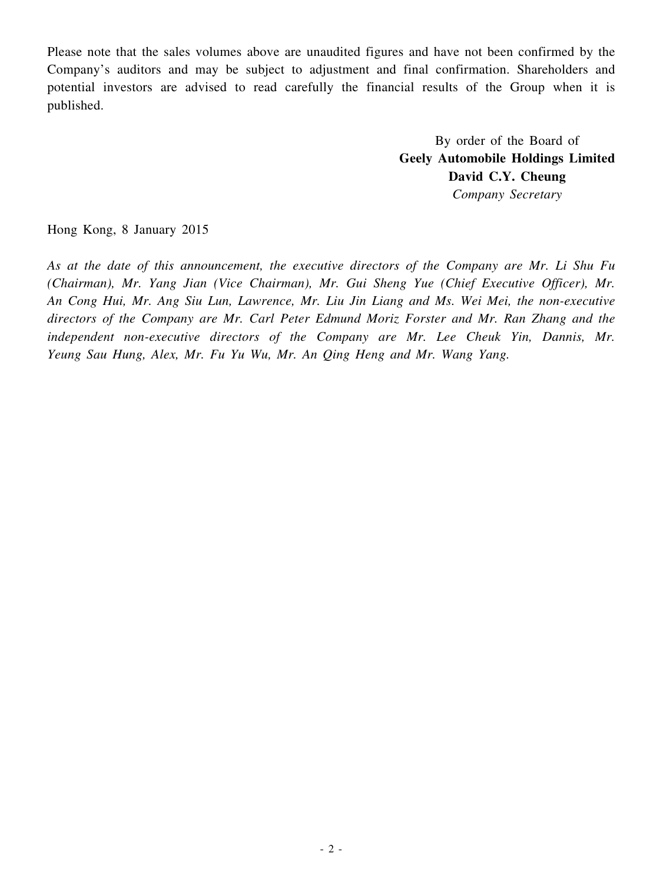Please note that the sales volumes above are unaudited figures and have not been confirmed by the Company's auditors and may be subject to adjustment and final confirmation. Shareholders and potential investors are advised to read carefully the financial results of the Group when it is published.

By order of the Board of
**Geely Automobile Holdings Limited**
**David C.Y. Cheung**
*Company Secretary*

Hong Kong, 8 January 2015

*As at the date of this announcement, the executive directors of the Company are Mr. Li Shu Fu (Chairman), Mr. Yang Jian (Vice Chairman), Mr. Gui Sheng Yue (Chief Executive Officer), Mr. An Cong Hui, Mr. Ang Siu Lun, Lawrence, Mr. Liu Jin Liang and Ms. Wei Mei, the non-executive directors of the Company are Mr. Carl Peter Edmund Moriz Forster and Mr. Ran Zhang and the independent non-executive directors of the Company are Mr. Lee Cheuk Yin, Dannis, Mr. Yeung Sau Hung, Alex, Mr. Fu Yu Wu, Mr. An Qing Heng and Mr. Wang Yang.*